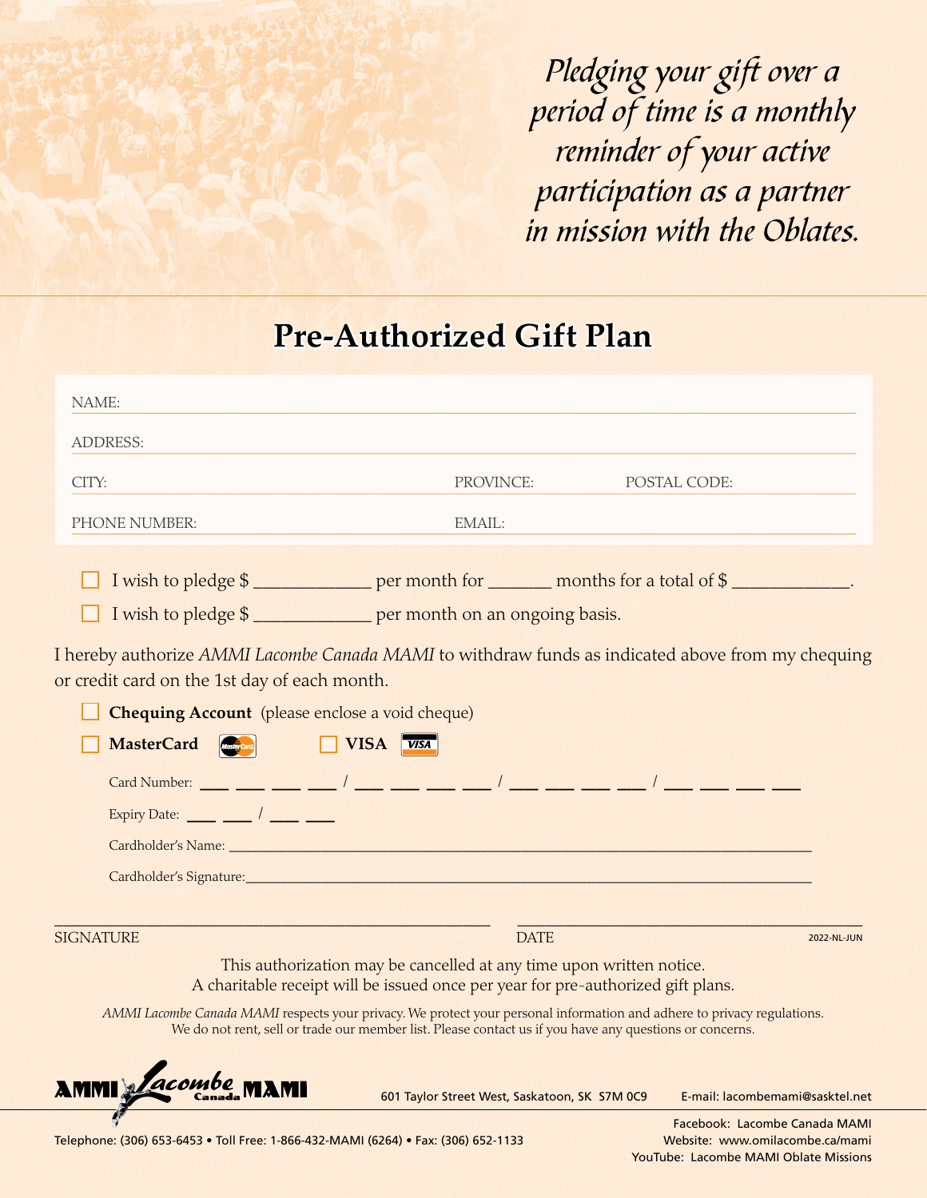*Pledging your gift over a period of time is a monthly reminder of your active participation as a partner in mission with the Oblates.*

# Pre-Authorized Gift Plan

NAME:

ADDRESS:

CITY: PROVINCE: POSTAL CODE:

PHONE NUMBER: EMAIL:

☐ I wish to pledge $ _____________ per month for _______ months for a total of $ _____________.

☐ I wish to pledge $ _____________ per month on an ongoing basis.

I hereby authorize *AMMI Lacombe Canada MAMI* to withdraw funds as indicated above from my chequing or credit card on the 1st day of each month.

☐ **Chequing Account** (please enclose a void cheque)

☐ **MasterCard** ☐ **VISA**

Card Number: ___ ___ ___ ___ / ___ ___ ___ ___ / ___ ___ ___ ___ / ___ ___ ___ ___

Expiry Date: ___ ___ / ___ ___

Cardholder's Name: ______________________________________________

Cardholder's Signature: ______________________________________________

______________________________ ______________________________

SIGNATURE DATE

2022-NL-JUN

This authorization may be cancelled at any time upon written notice.
A charitable receipt will be issued once per year for pre-authorized gift plans.

*AMMI Lacombe Canada MAMI* respects your privacy. We protect your personal information and adhere to privacy regulations. We do not rent, sell or trade our member list. Please contact us if you have any questions or concerns.

AMMI Lacombe Canada MAMI

601 Taylor Street West, Saskatoon, SK S7M 0C9 E-mail: lacombemami@sasktel.net

Telephone: (306) 653-6453 • Toll Free: 1-866-432-MAMI (6264) • Fax: (306) 652-1133

Facebook: Lacombe Canada MAMI
Website: www.omilacombe.ca/mami
YouTube: Lacombe MAMI Oblate Missions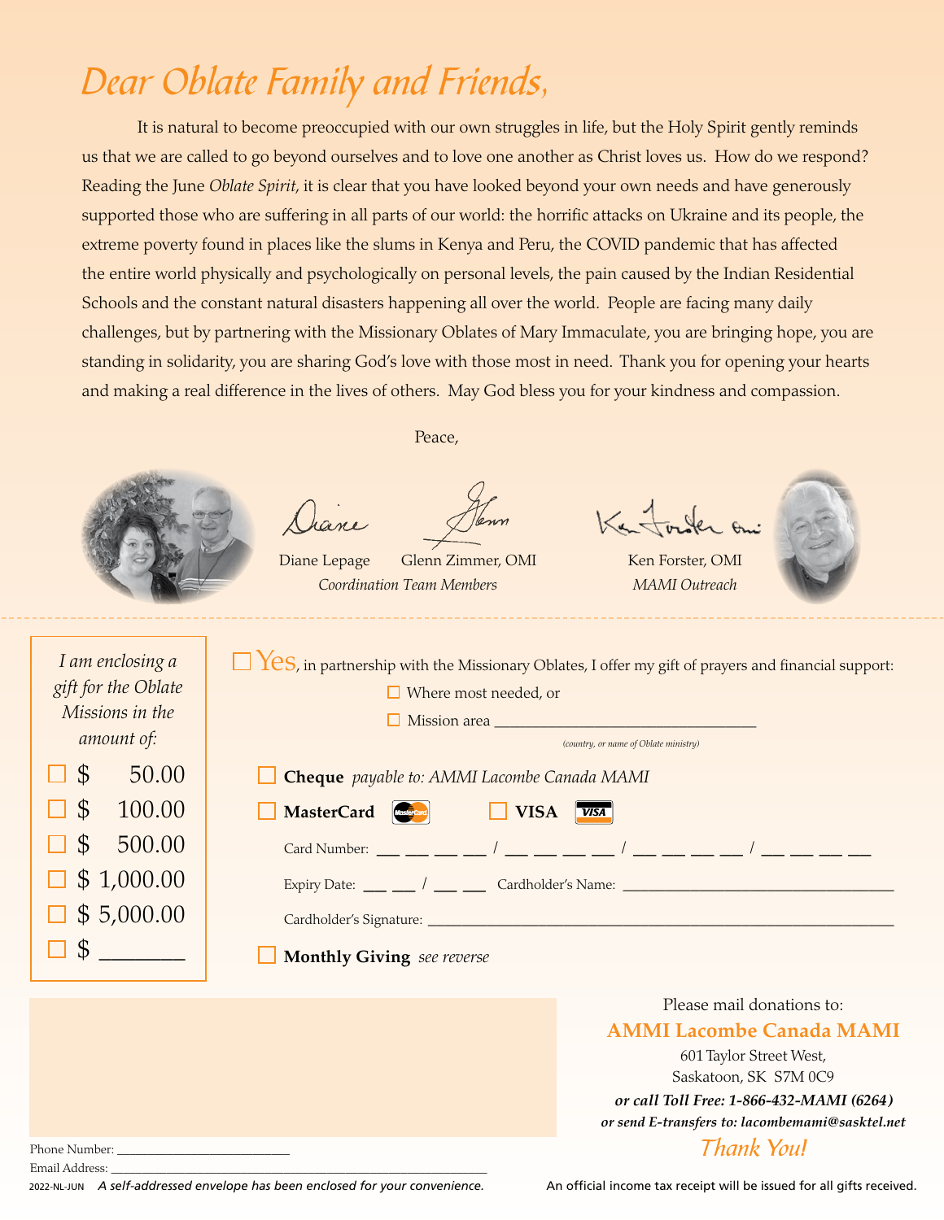# Dear Oblate Family and Friends,

It is natural to become preoccupied with our own struggles in life, but the Holy Spirit gently reminds us that we are called to go beyond ourselves and to love one another as Christ loves us. How do we respond? Reading the June *Oblate Spirit*, it is clear that you have looked beyond your own needs and have generously supported those who are suffering in all parts of our world: the horrific attacks on Ukraine and its people, the extreme poverty found in places like the slums in Kenya and Peru, the COVID pandemic that has affected the entire world physically and psychologically on personal levels, the pain caused by the Indian Residential Schools and the constant natural disasters happening all over the world. People are facing many daily challenges, but by partnering with the Missionary Oblates of Mary Immaculate, you are bringing hope, you are standing in solidarity, you are sharing God's love with those most in need. Thank you for opening your hearts and making a real difference in the lives of others. May God bless you for your kindness and compassion.

Peace,

Diane Lepage — Glenn Zimmer, OMI
*Coordination Team Members*

Ken Forster, OMI
*MAMI Outreach*

---

*I am enclosing a gift for the Oblate Missions in the amount of:*

- ☐ $ 50.00
- ☐ $ 100.00
- ☐ $ 500.00
- ☐ $ 1,000.00
- ☐ $ 5,000.00
- ☐ $ ________

☐ Yes, in partnership with the Missionary Oblates, I offer my gift of prayers and financial support:

- ☐ Where most needed, or
- ☐ Mission area ______________________________
  *(country, or name of Oblate ministry)*

☐ **Cheque** *payable to: AMMI Lacombe Canada MAMI*

☐ **MasterCard** ☐ **VISA**

Card Number: __ __ __ __ / __ __ __ __ / __ __ __ __ / __ __ __ __

Expiry Date: __ __ / __ __ Cardholder's Name: ______________________________

Cardholder's Signature: ______________________________

☐ **Monthly Giving** *see reverse*

Phone Number: ______________________

Email Address: ______________________________

2022-NL-JUN *A self-addressed envelope has been enclosed for your convenience.*

Please mail donations to:

**AMMI Lacombe Canada MAMI**
601 Taylor Street West,
Saskatoon, SK S7M 0C9

***or call Toll Free: 1-866-432-MAMI (6264)***

***or send E-transfers to: lacombemami@sasktel.net***

*Thank You!*

An official income tax receipt will be issued for all gifts received.